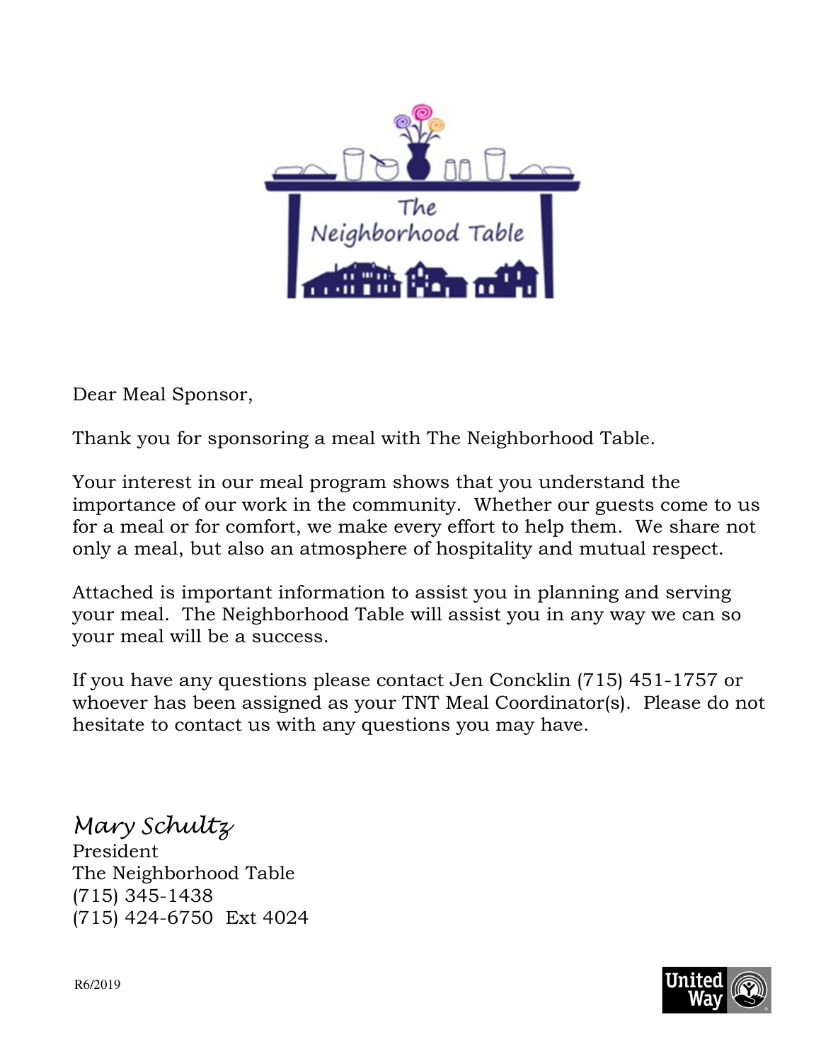The Neighborhood Table

Dear Meal Sponsor,

Thank you for sponsoring a meal with The Neighborhood Table.

Your interest in our meal program shows that you understand the importance of our work in the community. Whether our guests come to us for a meal or for comfort, we make every effort to help them. We share not only a meal, but also an atmosphere of hospitality and mutual respect.

Attached is important information to assist you in planning and serving your meal. The Neighborhood Table will assist you in any way we can so your meal will be a success.

If you have any questions please contact Jen Concklin (715) 451-1757 or whoever has been assigned as your TNT Meal Coordinator(s). Please do not hesitate to contact us with any questions you may have.

*Mary Schultz*
President
The Neighborhood Table
(715) 345-1438
(715) 424-6750 Ext 4024

R6/2019

United Way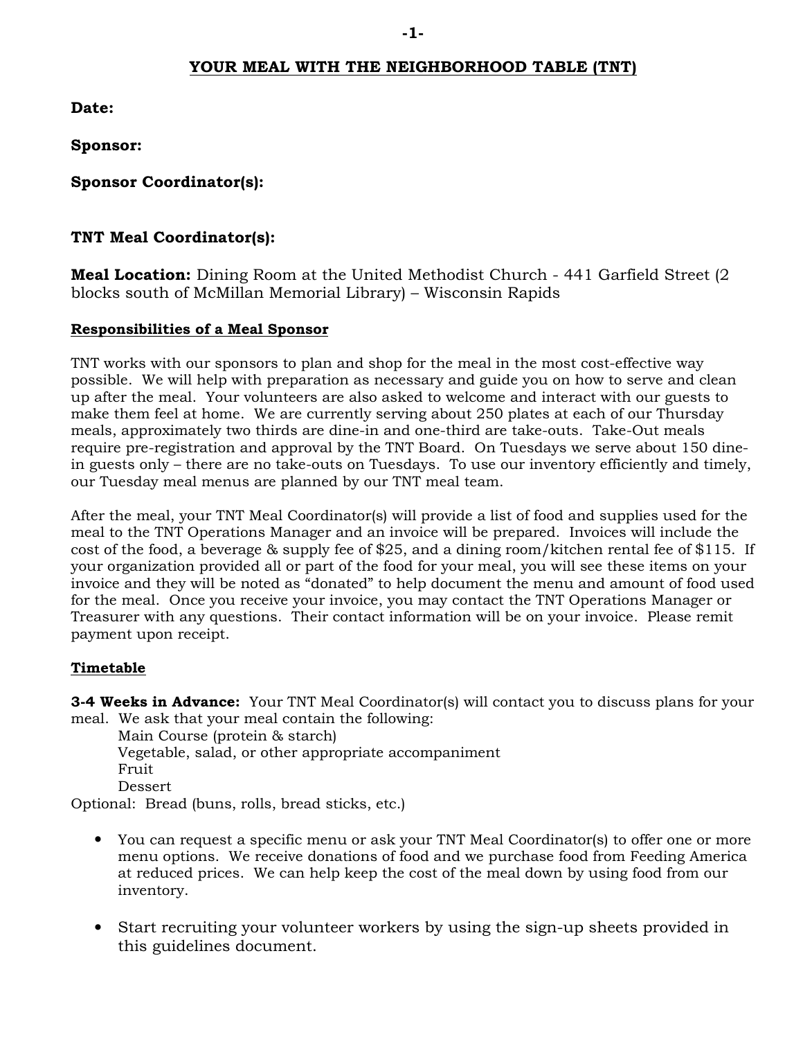## YOUR MEAL WITH THE NEIGHBORHOOD TABLE (TNT)

**Date:**

**Sponsor:**

**Sponsor Coordinator(s):**

**TNT Meal Coordinator(s):**

**Meal Location:** Dining Room at the United Methodist Church - 441 Garfield Street (2 blocks south of McMillan Memorial Library) – Wisconsin Rapids

### Responsibilities of a Meal Sponsor

TNT works with our sponsors to plan and shop for the meal in the most cost-effective way possible. We will help with preparation as necessary and guide you on how to serve and clean up after the meal. Your volunteers are also asked to welcome and interact with our guests to make them feel at home. We are currently serving about 250 plates at each of our Thursday meals, approximately two thirds are dine-in and one-third are take-outs. Take-Out meals require pre-registration and approval by the TNT Board. On Tuesdays we serve about 150 dine-in guests only – there are no take-outs on Tuesdays. To use our inventory efficiently and timely, our Tuesday meal menus are planned by our TNT meal team.

After the meal, your TNT Meal Coordinator(s) will provide a list of food and supplies used for the meal to the TNT Operations Manager and an invoice will be prepared. Invoices will include the cost of the food, a beverage & supply fee of $25, and a dining room/kitchen rental fee of $115. If your organization provided all or part of the food for your meal, you will see these items on your invoice and they will be noted as "donated" to help document the menu and amount of food used for the meal. Once you receive your invoice, you may contact the TNT Operations Manager or Treasurer with any questions. Their contact information will be on your invoice. Please remit payment upon receipt.

### Timetable

**3-4 Weeks in Advance:** Your TNT Meal Coordinator(s) will contact you to discuss plans for your meal. We ask that your meal contain the following:

Main Course (protein & starch)
Vegetable, salad, or other appropriate accompaniment
Fruit
Dessert

Optional: Bread (buns, rolls, bread sticks, etc.)

- You can request a specific menu or ask your TNT Meal Coordinator(s) to offer one or more menu options. We receive donations of food and we purchase food from Feeding America at reduced prices. We can help keep the cost of the meal down by using food from our inventory.
- Start recruiting your volunteer workers by using the sign-up sheets provided in this guidelines document.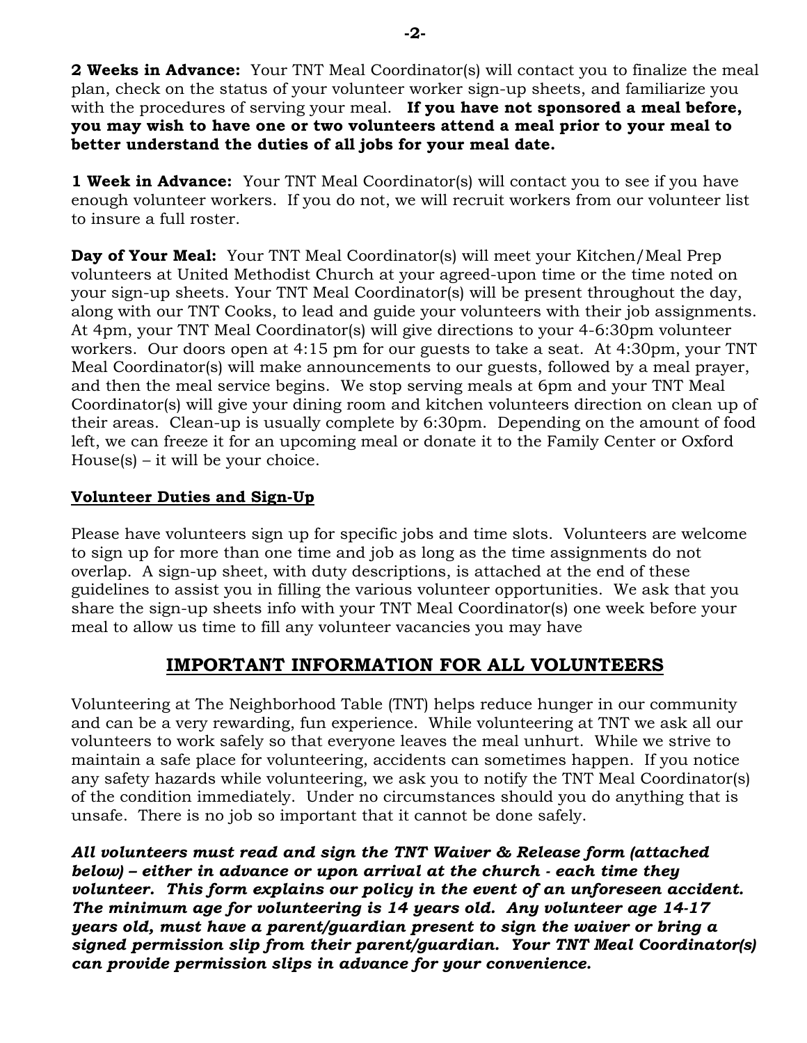**2 Weeks in Advance:** Your TNT Meal Coordinator(s) will contact you to finalize the meal plan, check on the status of your volunteer worker sign-up sheets, and familiarize you with the procedures of serving your meal. **If you have not sponsored a meal before, you may wish to have one or two volunteers attend a meal prior to your meal to better understand the duties of all jobs for your meal date.**

**1 Week in Advance:** Your TNT Meal Coordinator(s) will contact you to see if you have enough volunteer workers. If you do not, we will recruit workers from our volunteer list to insure a full roster.

**Day of Your Meal:** Your TNT Meal Coordinator(s) will meet your Kitchen/Meal Prep volunteers at United Methodist Church at your agreed-upon time or the time noted on your sign-up sheets. Your TNT Meal Coordinator(s) will be present throughout the day, along with our TNT Cooks, to lead and guide your volunteers with their job assignments. At 4pm, your TNT Meal Coordinator(s) will give directions to your 4-6:30pm volunteer workers. Our doors open at 4:15 pm for our guests to take a seat. At 4:30pm, your TNT Meal Coordinator(s) will make announcements to our guests, followed by a meal prayer, and then the meal service begins. We stop serving meals at 6pm and your TNT Meal Coordinator(s) will give your dining room and kitchen volunteers direction on clean up of their areas. Clean-up is usually complete by 6:30pm. Depending on the amount of food left, we can freeze it for an upcoming meal or donate it to the Family Center or Oxford House(s) – it will be your choice.

### Volunteer Duties and Sign-Up

Please have volunteers sign up for specific jobs and time slots. Volunteers are welcome to sign up for more than one time and job as long as the time assignments do not overlap. A sign-up sheet, with duty descriptions, is attached at the end of these guidelines to assist you in filling the various volunteer opportunities. We ask that you share the sign-up sheets info with your TNT Meal Coordinator(s) one week before your meal to allow us time to fill any volunteer vacancies you may have

## IMPORTANT INFORMATION FOR ALL VOLUNTEERS

Volunteering at The Neighborhood Table (TNT) helps reduce hunger in our community and can be a very rewarding, fun experience. While volunteering at TNT we ask all our volunteers to work safely so that everyone leaves the meal unhurt. While we strive to maintain a safe place for volunteering, accidents can sometimes happen. If you notice any safety hazards while volunteering, we ask you to notify the TNT Meal Coordinator(s) of the condition immediately. Under no circumstances should you do anything that is unsafe. There is no job so important that it cannot be done safely.

***All volunteers must read and sign the TNT Waiver & Release form (attached below) – either in advance or upon arrival at the church - each time they volunteer. This form explains our policy in the event of an unforeseen accident. The minimum age for volunteering is 14 years old. Any volunteer age 14-17 years old, must have a parent/guardian present to sign the waiver or bring a signed permission slip from their parent/guardian. Your TNT Meal Coordinator(s) can provide permission slips in advance for your convenience.***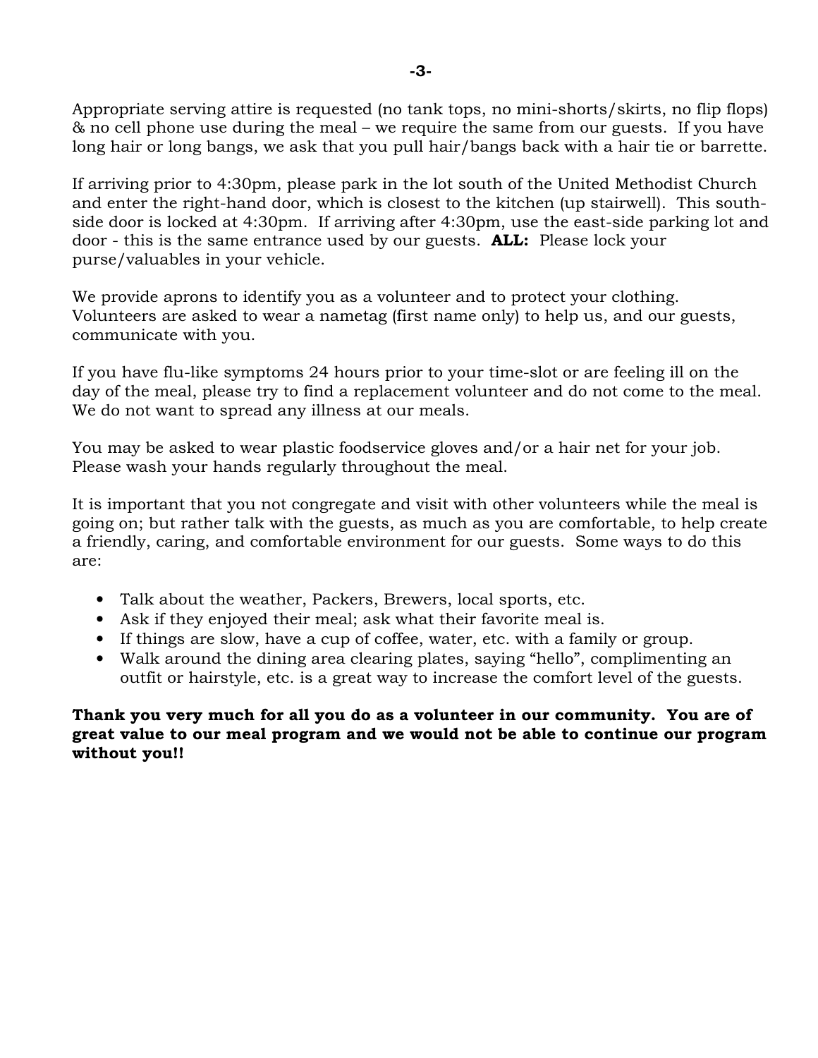Appropriate serving attire is requested (no tank tops, no mini-shorts/skirts, no flip flops) & no cell phone use during the meal – we require the same from our guests. If you have long hair or long bangs, we ask that you pull hair/bangs back with a hair tie or barrette.

If arriving prior to 4:30pm, please park in the lot south of the United Methodist Church and enter the right-hand door, which is closest to the kitchen (up stairwell). This south-side door is locked at 4:30pm. If arriving after 4:30pm, use the east-side parking lot and door - this is the same entrance used by our guests. **ALL:** Please lock your purse/valuables in your vehicle.

We provide aprons to identify you as a volunteer and to protect your clothing. Volunteers are asked to wear a nametag (first name only) to help us, and our guests, communicate with you.

If you have flu-like symptoms 24 hours prior to your time-slot or are feeling ill on the day of the meal, please try to find a replacement volunteer and do not come to the meal. We do not want to spread any illness at our meals.

You may be asked to wear plastic foodservice gloves and/or a hair net for your job. Please wash your hands regularly throughout the meal.

It is important that you not congregate and visit with other volunteers while the meal is going on; but rather talk with the guests, as much as you are comfortable, to help create a friendly, caring, and comfortable environment for our guests. Some ways to do this are:

- Talk about the weather, Packers, Brewers, local sports, etc.
- Ask if they enjoyed their meal; ask what their favorite meal is.
- If things are slow, have a cup of coffee, water, etc. with a family or group.
- Walk around the dining area clearing plates, saying "hello", complimenting an outfit or hairstyle, etc. is a great way to increase the comfort level of the guests.

**Thank you very much for all you do as a volunteer in our community. You are of great value to our meal program and we would not be able to continue our program without you!!**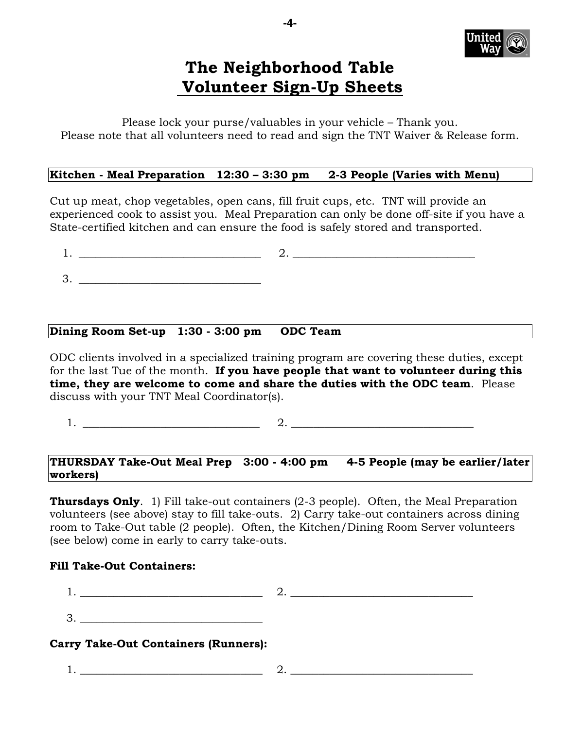# The Neighborhood Table Volunteer Sign-Up Sheets

Please lock your purse/valuables in your vehicle – Thank you.
Please note that all volunteers need to read and sign the TNT Waiver & Release form.

**Kitchen - Meal Preparation 12:30 – 3:30 pm 2-3 People (Varies with Menu)**

Cut up meat, chop vegetables, open cans, fill fruit cups, etc. TNT will provide an experienced cook to assist you. Meal Preparation can only be done off-site if you have a State-certified kitchen and can ensure the food is safely stored and transported.

1. ______________________________ 2. ______________________________

3. ______________________________

**Dining Room Set-up 1:30 - 3:00 pm ODC Team**

ODC clients involved in a specialized training program are covering these duties, except for the last Tue of the month. **If you have people that want to volunteer during this time, they are welcome to come and share the duties with the ODC team**. Please discuss with your TNT Meal Coordinator(s).

1. ______________________________ 2. ______________________________

**THURSDAY Take-Out Meal Prep 3:00 - 4:00 pm 4-5 People (may be earlier/later workers)**

**Thursdays Only**. 1) Fill take-out containers (2-3 people). Often, the Meal Preparation volunteers (see above) stay to fill take-outs. 2) Carry take-out containers across dining room to Take-Out table (2 people). Often, the Kitchen/Dining Room Server volunteers (see below) come in early to carry take-outs.

**Fill Take-Out Containers:**

1. ______________________________ 2. ______________________________

3. ______________________________

**Carry Take-Out Containers (Runners):**

1. ______________________________ 2. ______________________________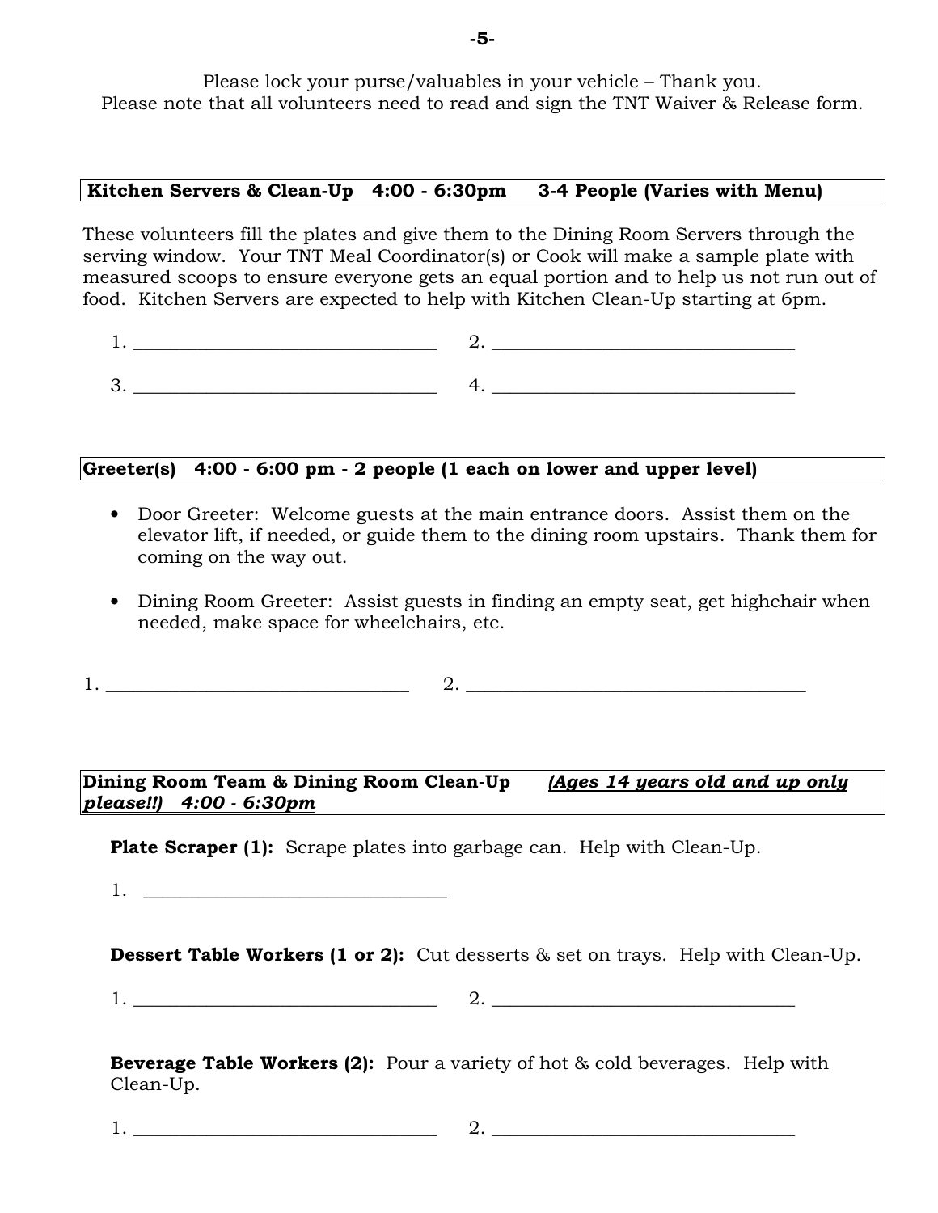Please lock your purse/valuables in your vehicle – Thank you.
Please note that all volunteers need to read and sign the TNT Waiver & Release form.

**Kitchen Servers & Clean-Up 4:00 - 6:30pm 3-4 People (Varies with Menu)**

These volunteers fill the plates and give them to the Dining Room Servers through the serving window. Your TNT Meal Coordinator(s) or Cook will make a sample plate with measured scoops to ensure everyone gets an equal portion and to help us not run out of food. Kitchen Servers are expected to help with Kitchen Clean-Up starting at 6pm.

1. ______________________________ 2. ______________________________

3. ______________________________ 4. ______________________________

**Greeter(s) 4:00 - 6:00 pm - 2 people (1 each on lower and upper level)**

- Door Greeter: Welcome guests at the main entrance doors. Assist them on the elevator lift, if needed, or guide them to the dining room upstairs. Thank them for coming on the way out.
- Dining Room Greeter: Assist guests in finding an empty seat, get highchair when needed, make space for wheelchairs, etc.

1. ______________________________ 2. ______________________________

**Dining Room Team & Dining Room Clean-Up** ***(Ages 14 years old and up only please!!) 4:00 - 6:30pm***

**Plate Scraper (1):** Scrape plates into garbage can. Help with Clean-Up.

1. ______________________________

**Dessert Table Workers (1 or 2):** Cut desserts & set on trays. Help with Clean-Up.

1. ______________________________ 2. ______________________________

**Beverage Table Workers (2):** Pour a variety of hot & cold beverages. Help with Clean-Up.

1. ______________________________ 2. ______________________________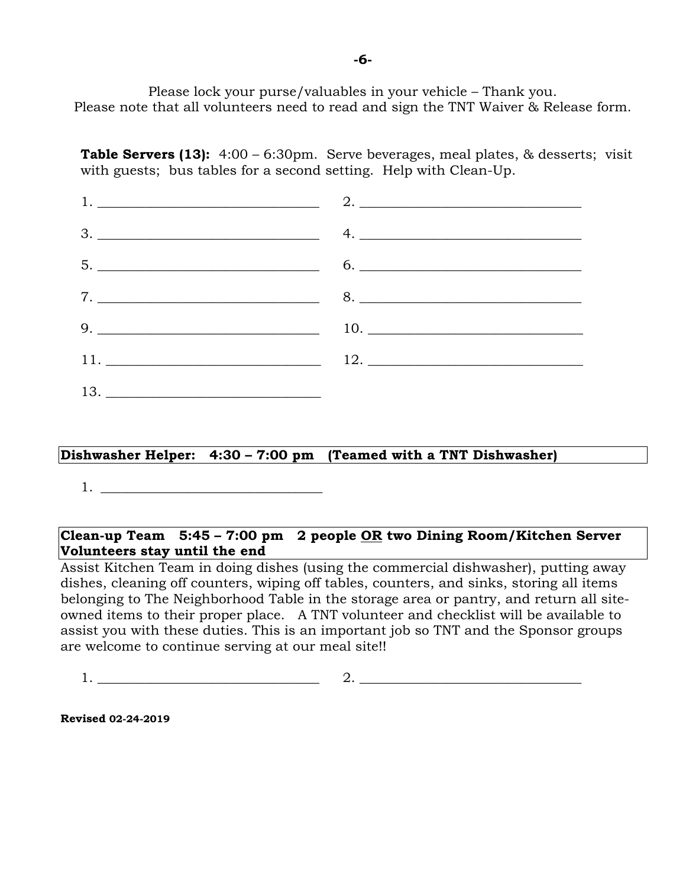Please lock your purse/valuables in your vehicle – Thank you.
Please note that all volunteers need to read and sign the TNT Waiver & Release form.

**Table Servers (13):** 4:00 – 6:30pm. Serve beverages, meal plates, & desserts; visit with guests; bus tables for a second setting. Help with Clean-Up.

1. ______________________________ 2. ______________________________

3. ______________________________ 4. ______________________________

5. ______________________________ 6. ______________________________

7. ______________________________ 8. ______________________________

9. ______________________________ 10. ______________________________

11. ______________________________ 12. ______________________________

13. ______________________________

**Dishwasher Helper: 4:30 – 7:00 pm (Teamed with a TNT Dishwasher)**

1. ______________________________

**Clean-up Team 5:45 – 7:00 pm 2 people OR two Dining Room/Kitchen Server Volunteers stay until the end**

Assist Kitchen Team in doing dishes (using the commercial dishwasher), putting away dishes, cleaning off counters, wiping off tables, counters, and sinks, storing all items belonging to The Neighborhood Table in the storage area or pantry, and return all site-owned items to their proper place. A TNT volunteer and checklist will be available to assist you with these duties. This is an important job so TNT and the Sponsor groups are welcome to continue serving at our meal site!!

1. ______________________________ 2. ______________________________

**Revised 02-24-2019**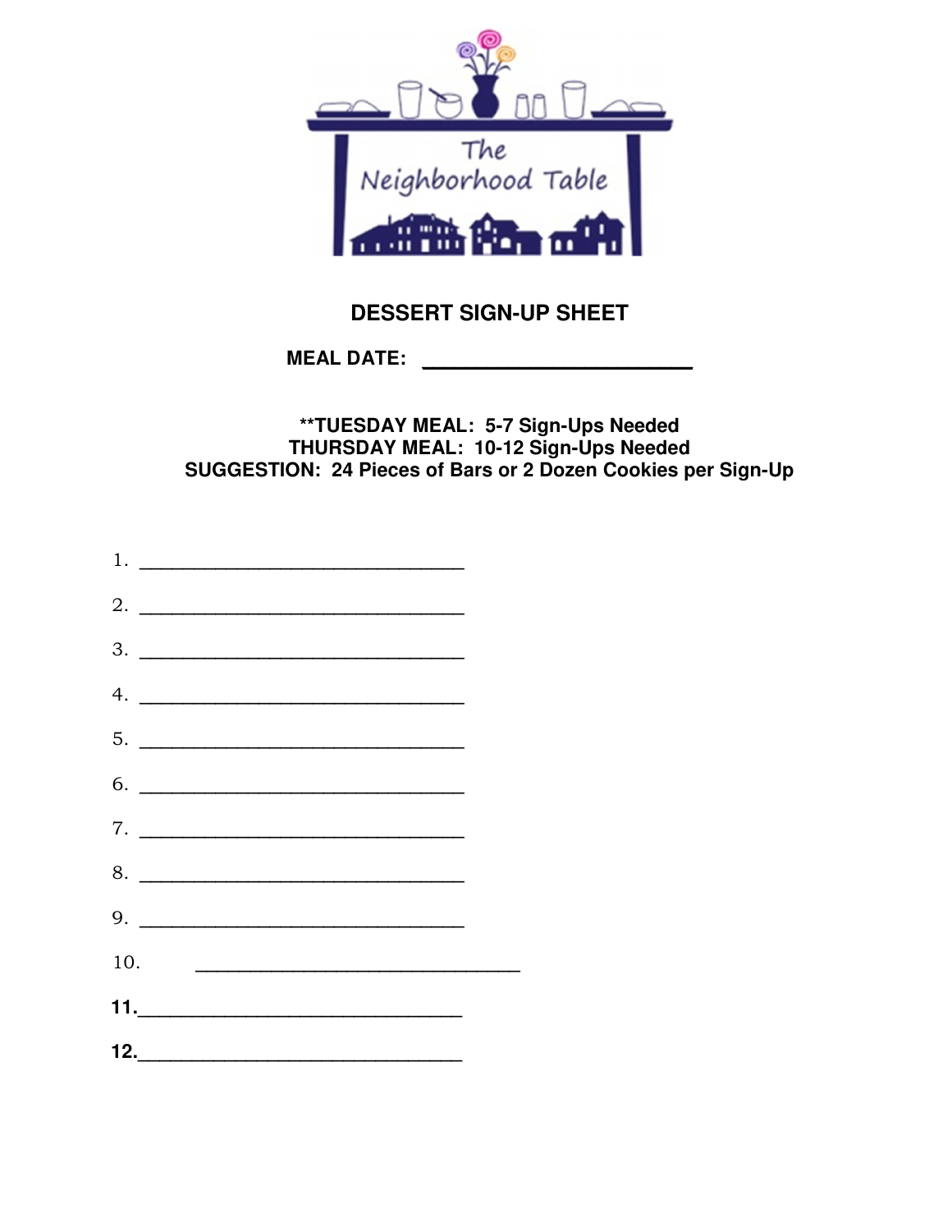The Neighborhood Table

## DESSERT SIGN-UP SHEET

**MEAL DATE: ______________________**

**\*\*TUESDAY MEAL: 5-7 Sign-Ups Needed**
**THURSDAY MEAL: 10-12 Sign-Ups Needed**
**SUGGESTION: 24 Pieces of Bars or 2 Dozen Cookies per Sign-Up**

1. ______________________________
2. ______________________________
3. ______________________________
4. ______________________________
5. ______________________________
6. ______________________________
7. ______________________________
8. ______________________________
9. ______________________________
10. ______________________________
11. ______________________________
12. ______________________________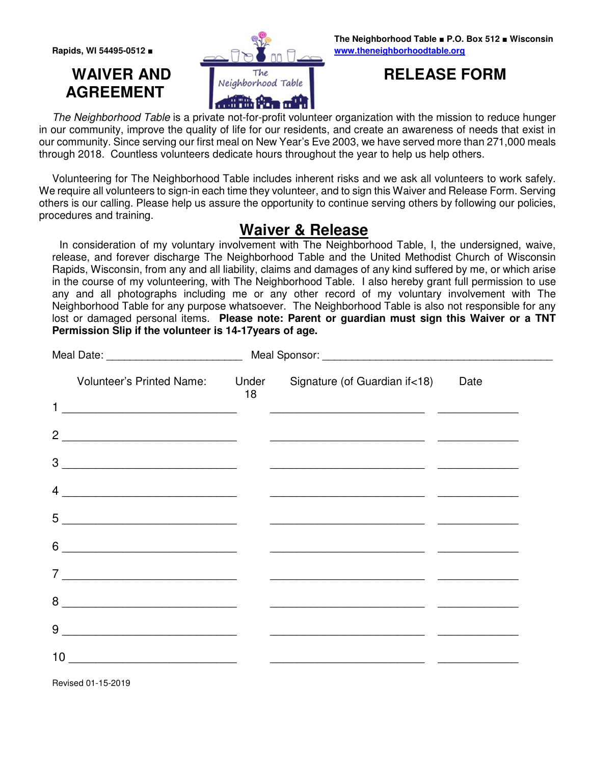The Neighborhood Table ■ P.O. Box 512 ■ Wisconsin Rapids, WI 54495-0512 ■ www.theneighborhoodtable.org

# WAIVER AND AGREEMENT RELEASE FORM

*The Neighborhood Table* is a private not-for-profit volunteer organization with the mission to reduce hunger in our community, improve the quality of life for our residents, and create an awareness of needs that exist in our community. Since serving our first meal on New Year's Eve 2003, we have served more than 271,000 meals through 2018. Countless volunteers dedicate hours throughout the year to help us help others.

Volunteering for The Neighborhood Table includes inherent risks and we ask all volunteers to work safely. We require all volunteers to sign-in each time they volunteer, and to sign this Waiver and Release Form. Serving others is our calling. Please help us assure the opportunity to continue serving others by following our policies, procedures and training.

## Waiver & Release

In consideration of my voluntary involvement with The Neighborhood Table, I, the undersigned, waive, release, and forever discharge The Neighborhood Table and the United Methodist Church of Wisconsin Rapids, Wisconsin, from any and all liability, claims and damages of any kind suffered by me, or which arise in the course of my volunteering, with The Neighborhood Table. I also hereby grant full permission to use any and all photographs including me or any other record of my voluntary involvement with The Neighborhood Table for any purpose whatsoever. The Neighborhood Table is also not responsible for any lost or damaged personal items. **Please note: Parent or guardian must sign this Waiver or a TNT Permission Slip if the volunteer is 14-17years of age.**

Meal Date: ______________________ Meal Sponsor: ______________________________________

| | Volunteer's Printed Name: | Under 18 | Signature (of Guardian if<18) | Date |
|---|---|---|---|---|
| 1 | | | | |
| 2 | | | | |
| 3 | | | | |
| 4 | | | | |
| 5 | | | | |
| 6 | | | | |
| 7 | | | | |
| 8 | | | | |
| 9 | | | | |
| 10 | | | | |

Revised 01-15-2019